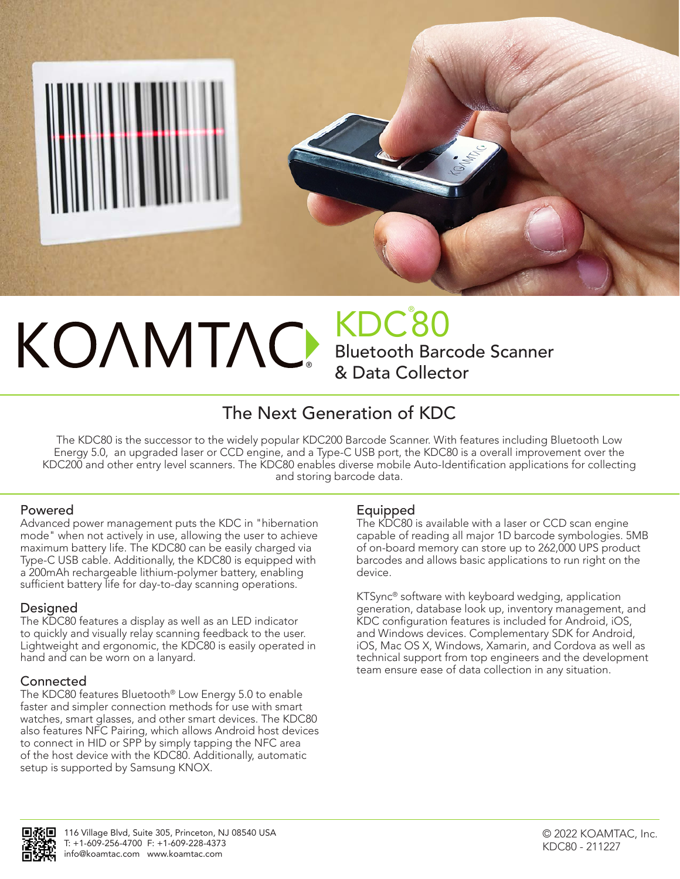# KOAMTAC®

## KDC®80
Bluetooth Barcode Scanner & Data Collector

## The Next Generation of KDC

The KDC80 is the successor to the widely popular KDC200 Barcode Scanner. With features including Bluetooth Low Energy 5.0, an upgraded laser or CCD engine, and a Type-C USB port, the KDC80 is a overall improvement over the KDC200 and other entry level scanners. The KDC80 enables diverse mobile Auto-Identification applications for collecting and storing barcode data.

### Powered

Advanced power management puts the KDC in "hibernation mode" when not actively in use, allowing the user to achieve maximum battery life. The KDC80 can be easily charged via Type-C USB cable. Additionally, the KDC80 is equipped with a 200mAh rechargeable lithium-polymer battery, enabling sufficient battery life for day-to-day scanning operations.

### Designed

The KDC80 features a display as well as an LED indicator to quickly and visually relay scanning feedback to the user. Lightweight and ergonomic, the KDC80 is easily operated in hand and can be worn on a lanyard.

### Connected

The KDC80 features Bluetooth® Low Energy 5.0 to enable faster and simpler connection methods for use with smart watches, smart glasses, and other smart devices. The KDC80 also features NFC Pairing, which allows Android host devices to connect in HID or SPP by simply tapping the NFC area of the host device with the KDC80. Additionally, automatic setup is supported by Samsung KNOX.

### Equipped

The KDC80 is available with a laser or CCD scan engine capable of reading all major 1D barcode symbologies. 5MB of on-board memory can store up to 262,000 UPS product barcodes and allows basic applications to run right on the device.

KTSync® software with keyboard wedging, application generation, database look up, inventory management, and KDC configuration features is included for Android, iOS, and Windows devices. Complementary SDK for Android, iOS, Mac OS X, Windows, Xamarin, and Cordova as well as technical support from top engineers and the development team ensure ease of data collection in any situation.

116 Village Blvd, Suite 305, Princeton, NJ 08540 USA
T: +1-609-256-4700 F: +1-609-228-4373
info@koamtac.com www.koamtac.com

© 2022 KOAMTAC, Inc.
KDC80 - 211227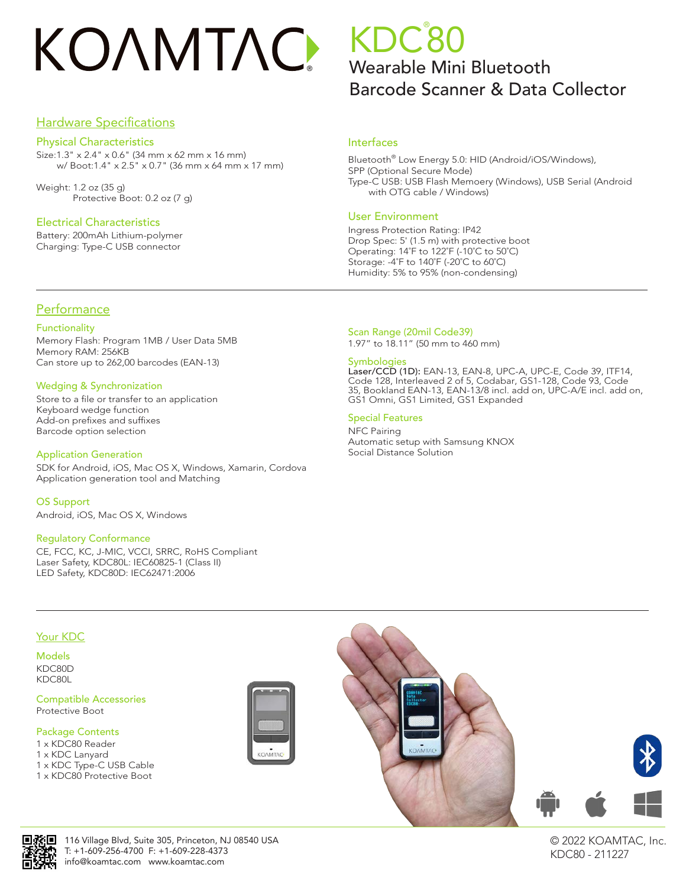# KOAMTAC

# KDC®80

Wearable Mini Bluetooth Barcode Scanner & Data Collector

## Hardware Specifications

### Physical Characteristics

Size:1.3" x 2.4" x 0.6" (34 mm x 62 mm x 16 mm)
w/ Boot:1.4" x 2.5" x 0.7" (36 mm x 64 mm x 17 mm)

Weight: 1.2 oz (35 g)
Protective Boot: 0.2 oz (7 g)

### Electrical Characteristics

Battery: 200mAh Lithium-polymer
Charging: Type-C USB connector

### Interfaces

Bluetooth® Low Energy 5.0: HID (Android/iOS/Windows), SPP (Optional Secure Mode)
Type-C USB: USB Flash Memoery (Windows), USB Serial (Android with OTG cable / Windows)

### User Environment

Ingress Protection Rating: IP42
Drop Spec: 5' (1.5 m) with protective boot
Operating: 14˚F to 122˚F (-10˚C to 50˚C)
Storage: -4˚F to 140˚F (-20˚C to 60˚C)
Humidity: 5% to 95% (non-condensing)

## Performance

### Functionality

Memory Flash: Program 1MB / User Data 5MB
Memory RAM: 256KB
Can store up to 262,00 barcodes (EAN-13)

### Wedging & Synchronization

Store to a file or transfer to an application
Keyboard wedge function
Add-on prefixes and suffixes
Barcode option selection

### Application Generation

SDK for Android, iOS, Mac OS X, Windows, Xamarin, Cordova
Application generation tool and Matching

### OS Support

Android, iOS, Mac OS X, Windows

### Regulatory Conformance

CE, FCC, KC, J-MIC, VCCI, SRRC, RoHS Compliant
Laser Safety, KDC80L: IEC60825-1 (Class II)
LED Safety, KDC80D: IEC62471:2006

### Scan Range (20mil Code39)

1.97" to 18.11" (50 mm to 460 mm)

### Symbologies

**Laser/CCD (1D):** EAN-13, EAN-8, UPC-A, UPC-E, Code 39, ITF14, Code 128, Interleaved 2 of 5, Codabar, GS1-128, Code 93, Code 35, Bookland EAN-13, EAN-13/8 incl. add on, UPC-A/E incl. add on, GS1 Omni, GS1 Limited, GS1 Expanded

### Special Features

NFC Pairing
Automatic setup with Samsung KNOX
Social Distance Solution

## Your KDC

### Models

KDC80D
KDC80L

### Compatible Accessories

Protective Boot

### Package Contents

1 x KDC80 Reader
1 x KDC Lanyard
1 x KDC Type-C USB Cable
1 x KDC80 Protective Boot

116 Village Blvd, Suite 305, Princeton, NJ 08540 USA
T: +1-609-256-4700 F: +1-609-228-4373
info@koamtac.com www.koamtac.com

© 2022 KOAMTAC, Inc.
KDC80 - 211227